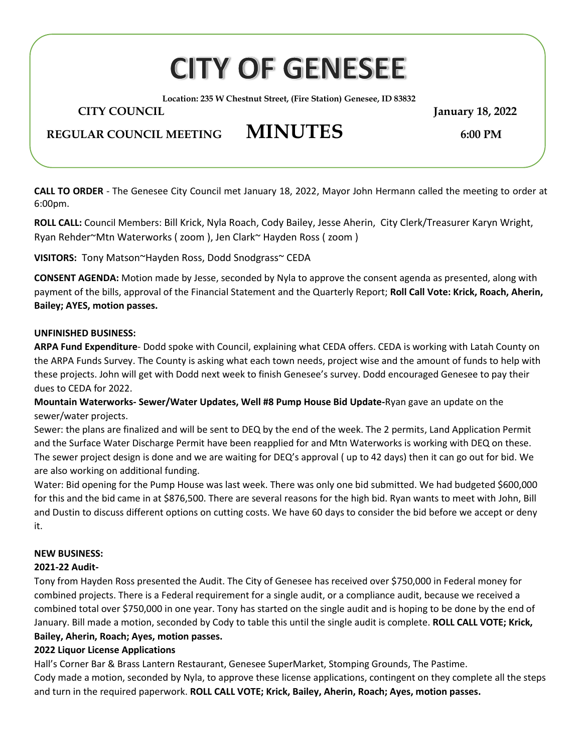# CITY OF GENESEE

**Location: 235 W Chestnut Street, (Fire Station) Genesee, ID 83832**

**CITY COUNCIL** **January 18, 2022**

**REGULAR COUNCIL MEETING** **MINUTES** **6:00 PM**

**CALL TO ORDER** - The Genesee City Council met January 18, 2022, Mayor John Hermann called the meeting to order at 6:00pm.

**ROLL CALL:** Council Members: Bill Krick, Nyla Roach, Cody Bailey, Jesse Aherin, City Clerk/Treasurer Karyn Wright, Ryan Rehder~Mtn Waterworks ( zoom ), Jen Clark~ Hayden Ross ( zoom )

**VISITORS:** Tony Matson~Hayden Ross, Dodd Snodgrass~ CEDA

**CONSENT AGENDA:** Motion made by Jesse, seconded by Nyla to approve the consent agenda as presented, along with payment of the bills, approval of the Financial Statement and the Quarterly Report; **Roll Call Vote: Krick, Roach, Aherin, Bailey; AYES, motion passes.**

**UNFINISHED BUSINESS:**

**ARPA Fund Expenditure**- Dodd spoke with Council, explaining what CEDA offers. CEDA is working with Latah County on the ARPA Funds Survey. The County is asking what each town needs, project wise and the amount of funds to help with these projects. John will get with Dodd next week to finish Genesee's survey. Dodd encouraged Genesee to pay their dues to CEDA for 2022.

**Mountain Waterworks- Sewer/Water Updates, Well #8 Pump House Bid Update-**Ryan gave an update on the sewer/water projects.

Sewer: the plans are finalized and will be sent to DEQ by the end of the week. The 2 permits, Land Application Permit and the Surface Water Discharge Permit have been reapplied for and Mtn Waterworks is working with DEQ on these. The sewer project design is done and we are waiting for DEQ's approval ( up to 42 days) then it can go out for bid. We are also working on additional funding.

Water: Bid opening for the Pump House was last week. There was only one bid submitted. We had budgeted $600,000 for this and the bid came in at $876,500. There are several reasons for the high bid. Ryan wants to meet with John, Bill and Dustin to discuss different options on cutting costs. We have 60 days to consider the bid before we accept or deny it.

**NEW BUSINESS:**

**2021-22 Audit-**

Tony from Hayden Ross presented the Audit. The City of Genesee has received over $750,000 in Federal money for combined projects. There is a Federal requirement for a single audit, or a compliance audit, because we received a combined total over $750,000 in one year. Tony has started on the single audit and is hoping to be done by the end of January. Bill made a motion, seconded by Cody to table this until the single audit is complete. **ROLL CALL VOTE; Krick, Bailey, Aherin, Roach; Ayes, motion passes.**

**2022 Liquor License Applications**

Hall's Corner Bar & Brass Lantern Restaurant, Genesee SuperMarket, Stomping Grounds, The Pastime.

Cody made a motion, seconded by Nyla, to approve these license applications, contingent on they complete all the steps and turn in the required paperwork. **ROLL CALL VOTE; Krick, Bailey, Aherin, Roach; Ayes, motion passes.**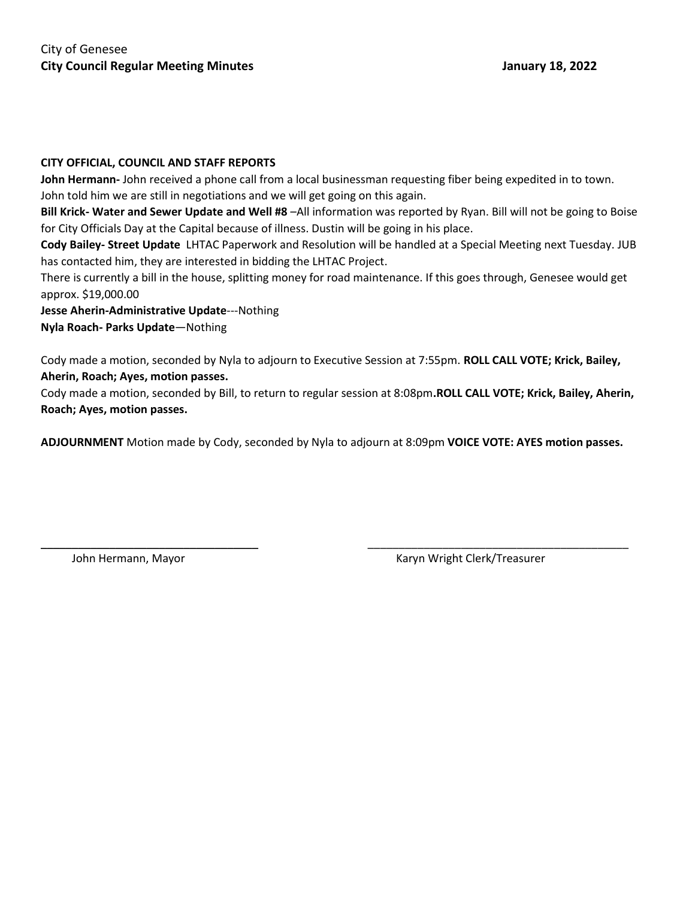City of Genesee
**City Council Regular Meeting Minutes** **January 18, 2022**

**CITY OFFICIAL, COUNCIL AND STAFF REPORTS**

**John Hermann-** John received a phone call from a local businessman requesting fiber being expedited in to town. John told him we are still in negotiations and we will get going on this again.

**Bill Krick- Water and Sewer Update and Well #8** –All information was reported by Ryan. Bill will not be going to Boise for City Officials Day at the Capital because of illness. Dustin will be going in his place.

**Cody Bailey- Street Update** LHTAC Paperwork and Resolution will be handled at a Special Meeting next Tuesday. JUB has contacted him, they are interested in bidding the LHTAC Project.

There is currently a bill in the house, splitting money for road maintenance. If this goes through, Genesee would get approx. $19,000.00

**Jesse Aherin-Administrative Update**---Nothing

**Nyla Roach- Parks Update**—Nothing

Cody made a motion, seconded by Nyla to adjourn to Executive Session at 7:55pm. **ROLL CALL VOTE; Krick, Bailey, Aherin, Roach; Ayes, motion passes.**

Cody made a motion, seconded by Bill, to return to regular session at 8:08pm**.ROLL CALL VOTE; Krick, Bailey, Aherin, Roach; Ayes, motion passes.**

**ADJOURNMENT** Motion made by Cody, seconded by Nyla to adjourn at 8:09pm **VOICE VOTE: AYES motion passes.**

\_\_\_\_\_\_\_\_\_\_\_\_\_\_\_\_\_\_\_\_\_\_\_\_\_\_\_\_\_\_\_\_\_\_\_
John Hermann, Mayor

\_\_\_\_\_\_\_\_\_\_\_\_\_\_\_\_\_\_\_\_\_\_\_\_\_\_\_\_\_\_\_\_\_\_\_\_\_\_\_\_\_\_\_\_
Karyn Wright Clerk/Treasurer